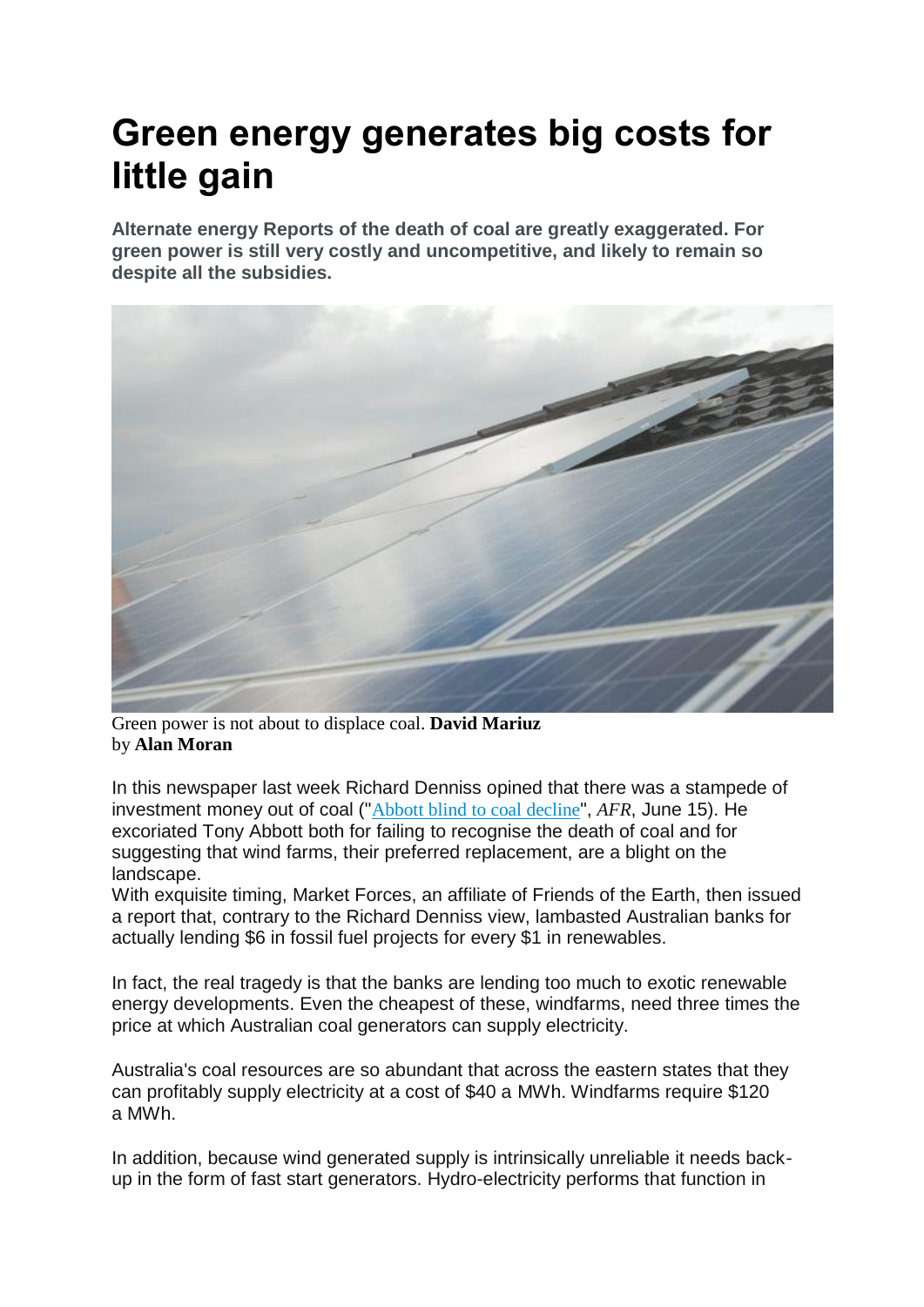# Green energy generates big costs for little gain

**Alternate energy Reports of the death of coal are greatly exaggerated. For green power is still very costly and uncompetitive, and likely to remain so despite all the subsidies.**

Green power is not about to displace coal. **David Mariuz**
by **Alan Moran**

In this newspaper last week Richard Denniss opined that there was a stampede of investment money out of coal ("Abbott blind to coal decline", *AFR*, June 15). He excoriated Tony Abbott both for failing to recognise the death of coal and for suggesting that wind farms, their preferred replacement, are a blight on the landscape.
With exquisite timing, Market Forces, an affiliate of Friends of the Earth, then issued a report that, contrary to the Richard Denniss view, lambasted Australian banks for actually lending $6 in fossil fuel projects for every $1 in renewables.

In fact, the real tragedy is that the banks are lending too much to exotic renewable energy developments. Even the cheapest of these, windfarms, need three times the price at which Australian coal generators can supply electricity.

Australia's coal resources are so abundant that across the eastern states that they can profitably supply electricity at a cost of $40 a MWh. Windfarms require $120 a MWh.

In addition, because wind generated supply is intrinsically unreliable it needs back-up in the form of fast start generators. Hydro-electricity performs that function in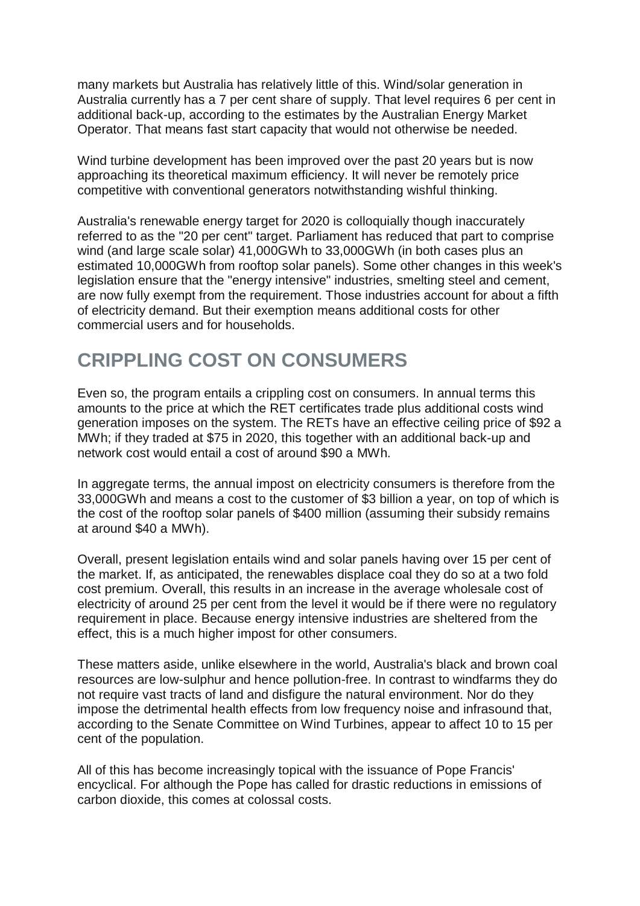many markets but Australia has relatively little of this. Wind/solar generation in Australia currently has a 7 per cent share of supply. That level requires 6 per cent in additional back-up, according to the estimates by the Australian Energy Market Operator. That means fast start capacity that would not otherwise be needed.

Wind turbine development has been improved over the past 20 years but is now approaching its theoretical maximum efficiency. It will never be remotely price competitive with conventional generators notwithstanding wishful thinking.

Australia's renewable energy target for 2020 is colloquially though inaccurately referred to as the "20 per cent" target. Parliament has reduced that part to comprise wind (and large scale solar) 41,000GWh to 33,000GWh (in both cases plus an estimated 10,000GWh from rooftop solar panels). Some other changes in this week's legislation ensure that the "energy intensive" industries, smelting steel and cement, are now fully exempt from the requirement. Those industries account for about a fifth of electricity demand. But their exemption means additional costs for other commercial users and for households.

## CRIPPLING COST ON CONSUMERS

Even so, the program entails a crippling cost on consumers. In annual terms this amounts to the price at which the RET certificates trade plus additional costs wind generation imposes on the system. The RETs have an effective ceiling price of $92 a MWh; if they traded at $75 in 2020, this together with an additional back-up and network cost would entail a cost of around $90 a MWh.

In aggregate terms, the annual impost on electricity consumers is therefore from the 33,000GWh and means a cost to the customer of $3 billion a year, on top of which is the cost of the rooftop solar panels of $400 million (assuming their subsidy remains at around $40 a MWh).

Overall, present legislation entails wind and solar panels having over 15 per cent of the market. If, as anticipated, the renewables displace coal they do so at a two fold cost premium. Overall, this results in an increase in the average wholesale cost of electricity of around 25 per cent from the level it would be if there were no regulatory requirement in place. Because energy intensive industries are sheltered from the effect, this is a much higher impost for other consumers.

These matters aside, unlike elsewhere in the world, Australia's black and brown coal resources are low-sulphur and hence pollution-free. In contrast to windfarms they do not require vast tracts of land and disfigure the natural environment. Nor do they impose the detrimental health effects from low frequency noise and infrasound that, according to the Senate Committee on Wind Turbines, appear to affect 10 to 15 per cent of the population.

All of this has become increasingly topical with the issuance of Pope Francis' encyclical. For although the Pope has called for drastic reductions in emissions of carbon dioxide, this comes at colossal costs.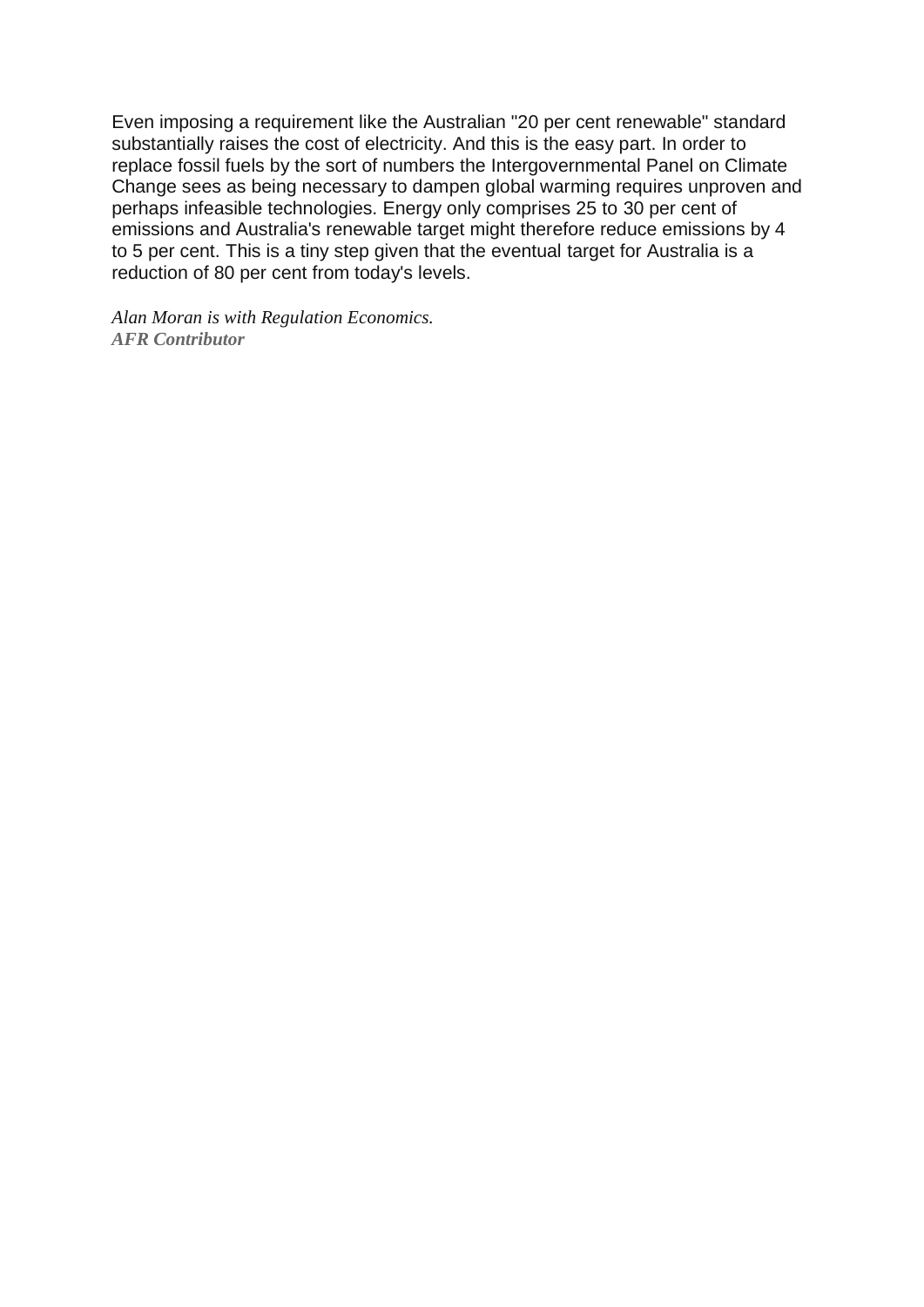Even imposing a requirement like the Australian "20 per cent renewable" standard substantially raises the cost of electricity. And this is the easy part. In order to replace fossil fuels by the sort of numbers the Intergovernmental Panel on Climate Change sees as being necessary to dampen global warming requires unproven and perhaps infeasible technologies. Energy only comprises 25 to 30 per cent of emissions and Australia's renewable target might therefore reduce emissions by 4 to 5 per cent. This is a tiny step given that the eventual target for Australia is a reduction of 80 per cent from today's levels.

*Alan Moran is with Regulation Economics.*
***AFR Contributor***